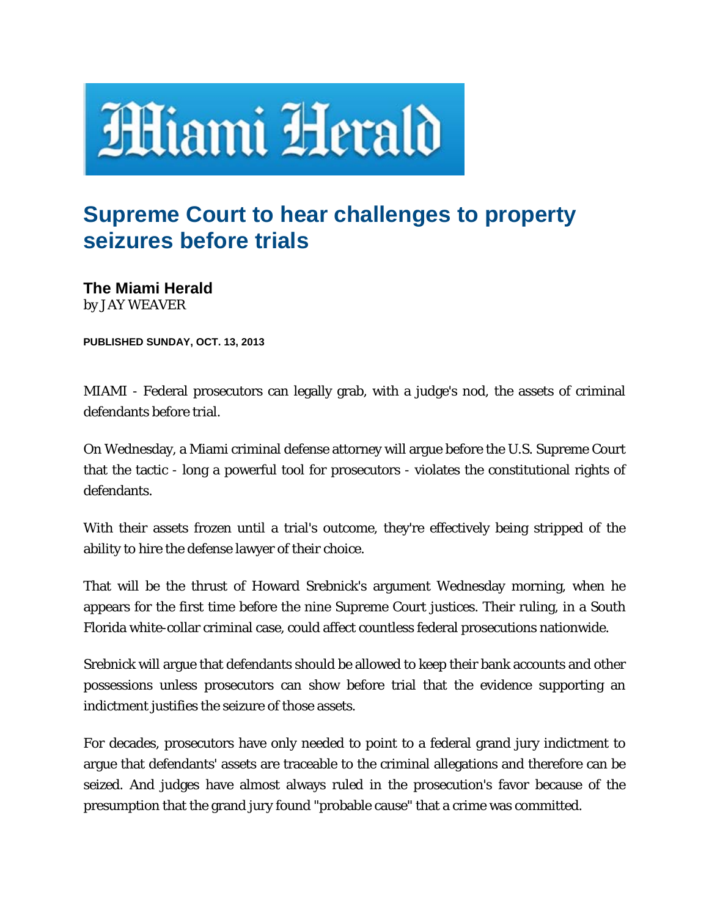# Miami Herald

## Supreme Court to hear challenges to property seizures before trials

**The Miami Herald**
by JAY WEAVER

**PUBLISHED SUNDAY, OCT. 13, 2013**

MIAMI - Federal prosecutors can legally grab, with a judge's nod, the assets of criminal defendants before trial.

On Wednesday, a Miami criminal defense attorney will argue before the U.S. Supreme Court that the tactic - long a powerful tool for prosecutors - violates the constitutional rights of defendants.

With their assets frozen until a trial's outcome, they're effectively being stripped of the ability to hire the defense lawyer of their choice.

That will be the thrust of Howard Srebnick's argument Wednesday morning, when he appears for the first time before the nine Supreme Court justices. Their ruling, in a South Florida white-collar criminal case, could affect countless federal prosecutions nationwide.

Srebnick will argue that defendants should be allowed to keep their bank accounts and other possessions unless prosecutors can show before trial that the evidence supporting an indictment justifies the seizure of those assets.

For decades, prosecutors have only needed to point to a federal grand jury indictment to argue that defendants' assets are traceable to the criminal allegations and therefore can be seized. And judges have almost always ruled in the prosecution's favor because of the presumption that the grand jury found "probable cause" that a crime was committed.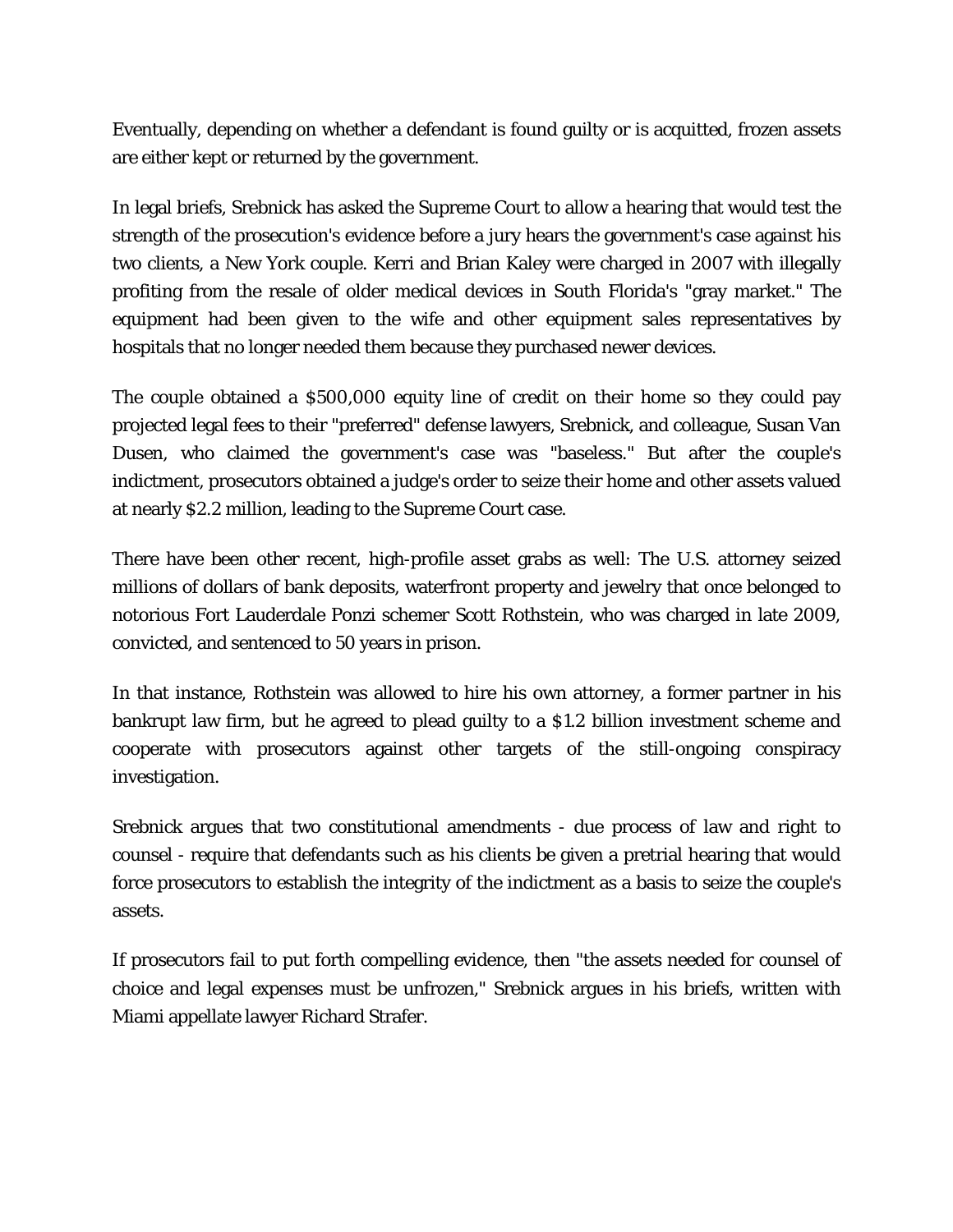Eventually, depending on whether a defendant is found guilty or is acquitted, frozen assets are either kept or returned by the government.

In legal briefs, Srebnick has asked the Supreme Court to allow a hearing that would test the strength of the prosecution's evidence before a jury hears the government's case against his two clients, a New York couple. Kerri and Brian Kaley were charged in 2007 with illegally profiting from the resale of older medical devices in South Florida's "gray market." The equipment had been given to the wife and other equipment sales representatives by hospitals that no longer needed them because they purchased newer devices.

The couple obtained a $500,000 equity line of credit on their home so they could pay projected legal fees to their "preferred" defense lawyers, Srebnick, and colleague, Susan Van Dusen, who claimed the government's case was "baseless." But after the couple's indictment, prosecutors obtained a judge's order to seize their home and other assets valued at nearly $2.2 million, leading to the Supreme Court case.

There have been other recent, high-profile asset grabs as well: The U.S. attorney seized millions of dollars of bank deposits, waterfront property and jewelry that once belonged to notorious Fort Lauderdale Ponzi schemer Scott Rothstein, who was charged in late 2009, convicted, and sentenced to 50 years in prison.

In that instance, Rothstein was allowed to hire his own attorney, a former partner in his bankrupt law firm, but he agreed to plead guilty to a $1.2 billion investment scheme and cooperate with prosecutors against other targets of the still-ongoing conspiracy investigation.

Srebnick argues that two constitutional amendments - due process of law and right to counsel - require that defendants such as his clients be given a pretrial hearing that would force prosecutors to establish the integrity of the indictment as a basis to seize the couple's assets.

If prosecutors fail to put forth compelling evidence, then "the assets needed for counsel of choice and legal expenses must be unfrozen," Srebnick argues in his briefs, written with Miami appellate lawyer Richard Strafer.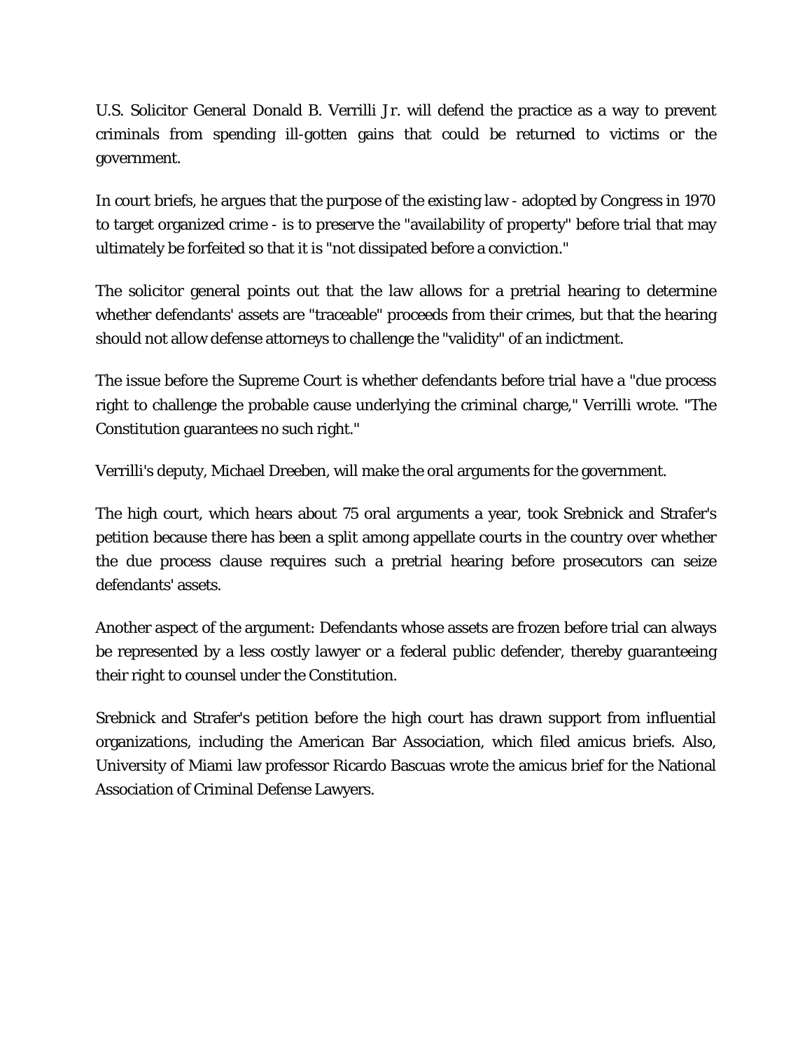U.S. Solicitor General Donald B. Verrilli Jr. will defend the practice as a way to prevent criminals from spending ill-gotten gains that could be returned to victims or the government.

In court briefs, he argues that the purpose of the existing law - adopted by Congress in 1970 to target organized crime - is to preserve the "availability of property" before trial that may ultimately be forfeited so that it is "not dissipated before a conviction."

The solicitor general points out that the law allows for a pretrial hearing to determine whether defendants' assets are "traceable" proceeds from their crimes, but that the hearing should not allow defense attorneys to challenge the "validity" of an indictment.

The issue before the Supreme Court is whether defendants before trial have a "due process right to challenge the probable cause underlying the criminal charge," Verrilli wrote. "The Constitution guarantees no such right."

Verrilli's deputy, Michael Dreeben, will make the oral arguments for the government.

The high court, which hears about 75 oral arguments a year, took Srebnick and Strafer's petition because there has been a split among appellate courts in the country over whether the due process clause requires such a pretrial hearing before prosecutors can seize defendants' assets.

Another aspect of the argument: Defendants whose assets are frozen before trial can always be represented by a less costly lawyer or a federal public defender, thereby guaranteeing their right to counsel under the Constitution.

Srebnick and Strafer's petition before the high court has drawn support from influential organizations, including the American Bar Association, which filed amicus briefs. Also, University of Miami law professor Ricardo Bascuas wrote the amicus brief for the National Association of Criminal Defense Lawyers.